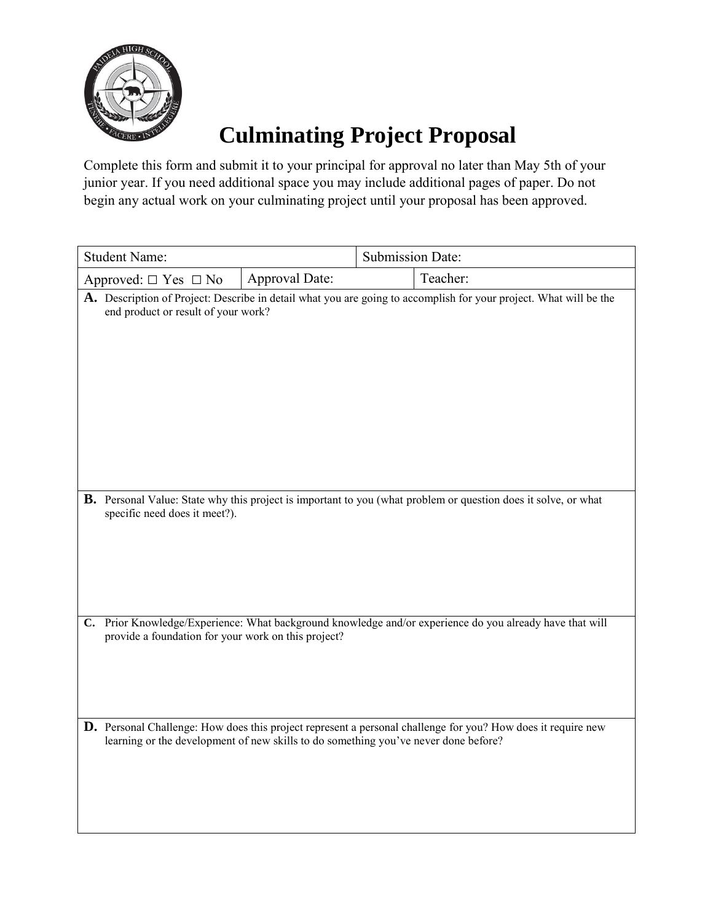# Culminating Project Proposal

Complete this form and submit it to your principal for approval no later than May 5th of your junior year. If you need additional space you may include additional pages of paper. Do not begin any actual work on your culminating project until your proposal has been approved.

| Student Name: | | Submission Date: | |
|---|---|---|---|
| Approved: ☐ Yes ☐ No | Approval Date: | | Teacher: |

**A.** Description of Project: Describe in detail what you are going to accomplish for your project. What will be the end product or result of your work?

**B.** Personal Value: State why this project is important to you (what problem or question does it solve, or what specific need does it meet?).

**C.** Prior Knowledge/Experience: What background knowledge and/or experience do you already have that will provide a foundation for your work on this project?

**D.** Personal Challenge: How does this project represent a personal challenge for you? How does it require new learning or the development of new skills to do something you've never done before?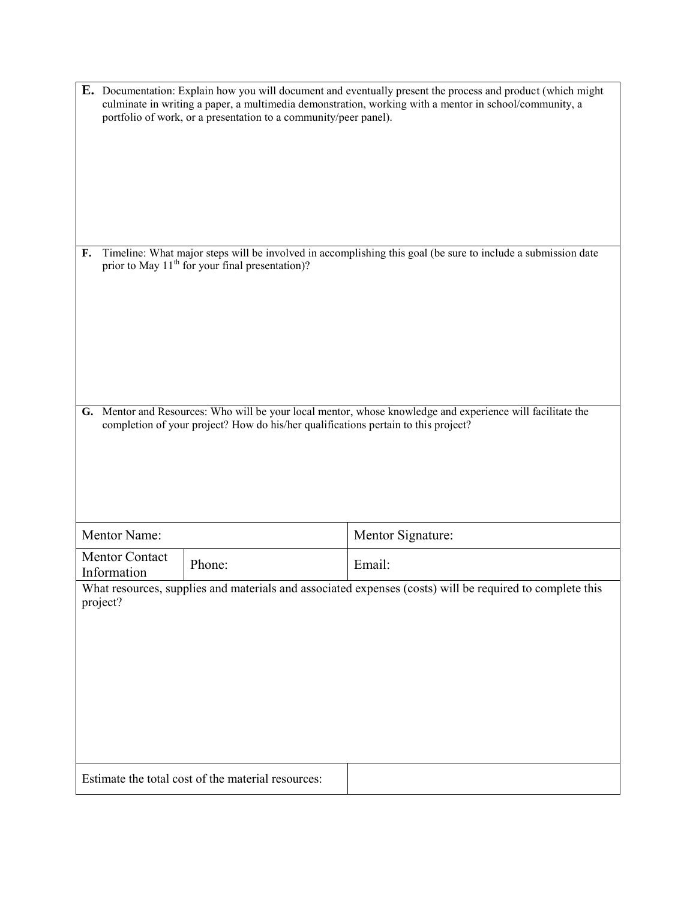**E.** Documentation: Explain how you will document and eventually present the process and product (which might culminate in writing a paper, a multimedia demonstration, working with a mentor in school/community, a portfolio of work, or a presentation to a community/peer panel).

**F.** Timeline: What major steps will be involved in accomplishing this goal (be sure to include a submission date prior to May 11th for your final presentation)?

**G.** Mentor and Resources: Who will be your local mentor, whose knowledge and experience will facilitate the completion of your project? How do his/her qualifications pertain to this project?

| Mentor Name: | | Mentor Signature: |
|---|---|---|
| Mentor Contact Information | Phone: | Email: |

What resources, supplies and materials and associated expenses (costs) will be required to complete this project?

| Estimate the total cost of the material resources: | |
|---|---|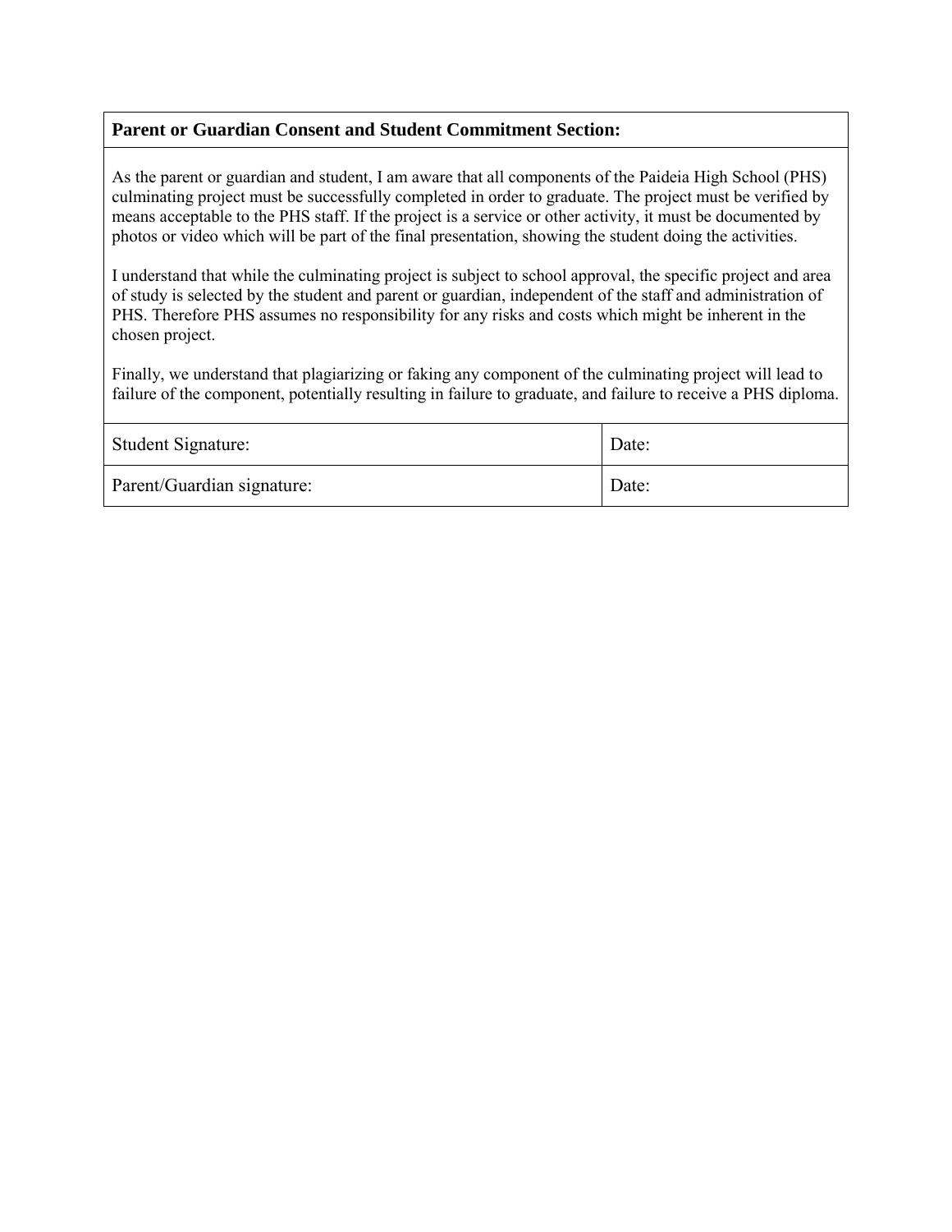**Parent or Guardian Consent and Student Commitment Section:**

As the parent or guardian and student, I am aware that all components of the Paideia High School (PHS) culminating project must be successfully completed in order to graduate. The project must be verified by means acceptable to the PHS staff. If the project is a service or other activity, it must be documented by photos or video which will be part of the final presentation, showing the student doing the activities.

I understand that while the culminating project is subject to school approval, the specific project and area of study is selected by the student and parent or guardian, independent of the staff and administration of PHS. Therefore PHS assumes no responsibility for any risks and costs which might be inherent in the chosen project.

Finally, we understand that plagiarizing or faking any component of the culminating project will lead to failure of the component, potentially resulting in failure to graduate, and failure to receive a PHS diploma.

| | |
|---|---|
| Student Signature: | Date: |
| Parent/Guardian signature: | Date: |